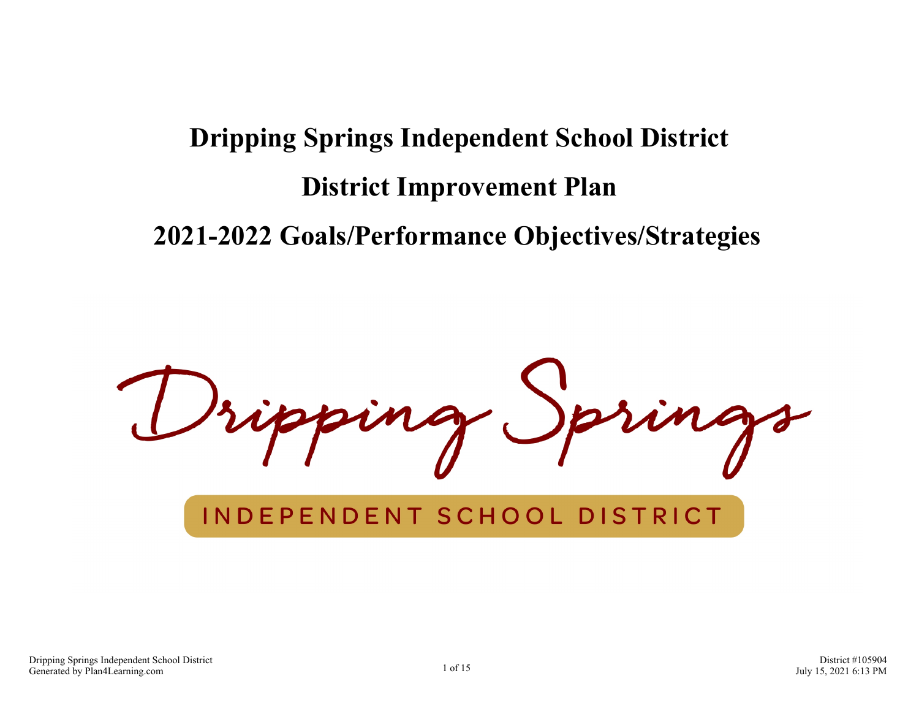# Dripping Springs Independent School District

# District Improvement Plan

# 2021-2022 Goals/Performance Objectives/Strategies

Dripping Springs

INDEPENDENT SCHOOL DISTRICT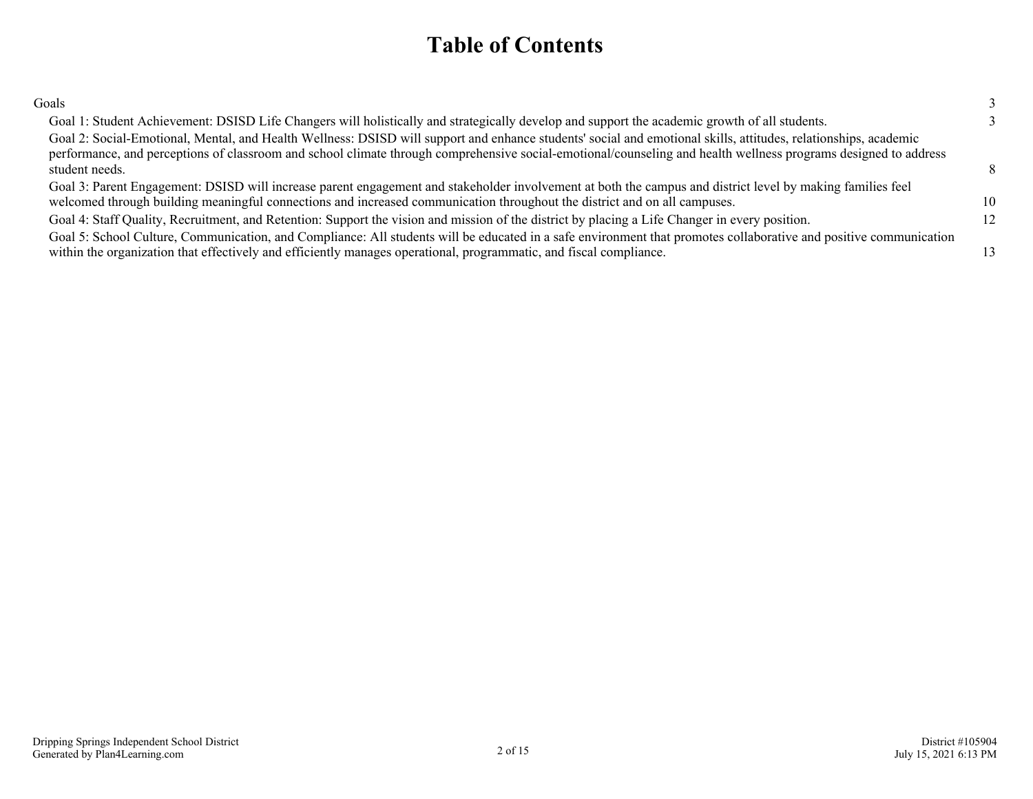# Table of Contents

Goals 3

- Goal 1: Student Achievement: DSISD Life Changers will holistically and strategically develop and support the academic growth of all students. 3
- Goal 2: Social-Emotional, Mental, and Health Wellness: DSISD will support and enhance students' social and emotional skills, attitudes, relationships, academic performance, and perceptions of classroom and school climate through comprehensive social-emotional/counseling and health wellness programs designed to address student needs. 8
- Goal 3: Parent Engagement: DSISD will increase parent engagement and stakeholder involvement at both the campus and district level by making families feel welcomed through building meaningful connections and increased communication throughout the district and on all campuses. 10
- Goal 4: Staff Quality, Recruitment, and Retention: Support the vision and mission of the district by placing a Life Changer in every position. 12
- Goal 5: School Culture, Communication, and Compliance: All students will be educated in a safe environment that promotes collaborative and positive communication within the organization that effectively and efficiently manages operational, programmatic, and fiscal compliance. 13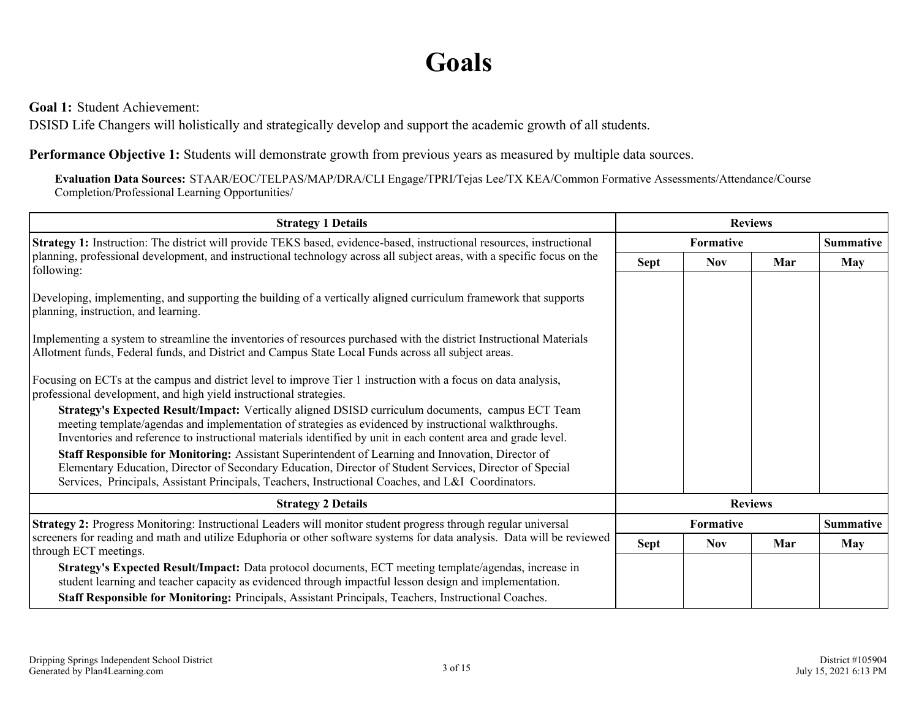# Goals

**Goal 1:** Student Achievement:
DSISD Life Changers will holistically and strategically develop and support the academic growth of all students.

**Performance Objective 1:** Students will demonstrate growth from previous years as measured by multiple data sources.

**Evaluation Data Sources:** STAAR/EOC/TELPAS/MAP/DRA/CLI Engage/TPRI/Tejas Lee/TX KEA/Common Formative Assessments/Attendance/Course Completion/Professional Learning Opportunities/

| Strategy 1 Details | Reviews | | | |
|---|---|---|---|---|
| | Formative | | | Summative |
| | Sept | Nov | Mar | May |
| **Strategy 1:** Instruction: The district will provide TEKS based, evidence-based, instructional resources, instructional planning, professional development, and instructional technology across all subject areas, with a specific focus on the following:<br><br>Developing, implementing, and supporting the building of a vertically aligned curriculum framework that supports planning, instruction, and learning.<br><br>Implementing a system to streamline the inventories of resources purchased with the district Instructional Materials Allotment funds, Federal funds, and District and Campus State Local Funds across all subject areas.<br><br>Focusing on ECTs at the campus and district level to improve Tier 1 instruction with a focus on data analysis, professional development, and high yield instructional strategies.<br>**Strategy's Expected Result/Impact:** Vertically aligned DSISD curriculum documents, campus ECT Team meeting template/agendas and implementation of strategies as evidenced by instructional walkthroughs. Inventories and reference to instructional materials identified by unit in each content area and grade level.<br>**Staff Responsible for Monitoring:** Assistant Superintendent of Learning and Innovation, Director of Elementary Education, Director of Secondary Education, Director of Student Services, Director of Special Services, Principals, Assistant Principals, Teachers, Instructional Coaches, and L&I Coordinators. | | | | |

| Strategy 2 Details | Reviews | | | |
|---|---|---|---|---|
| | Formative | | | Summative |
| | Sept | Nov | Mar | May |
| **Strategy 2:** Progress Monitoring: Instructional Leaders will monitor student progress through regular universal screeners for reading and math and utilize Eduphoria or other software systems for data analysis. Data will be reviewed through ECT meetings.<br>**Strategy's Expected Result/Impact:** Data protocol documents, ECT meeting template/agendas, increase in student learning and teacher capacity as evidenced through impactful lesson design and implementation.<br>**Staff Responsible for Monitoring:** Principals, Assistant Principals, Teachers, Instructional Coaches. | | | | |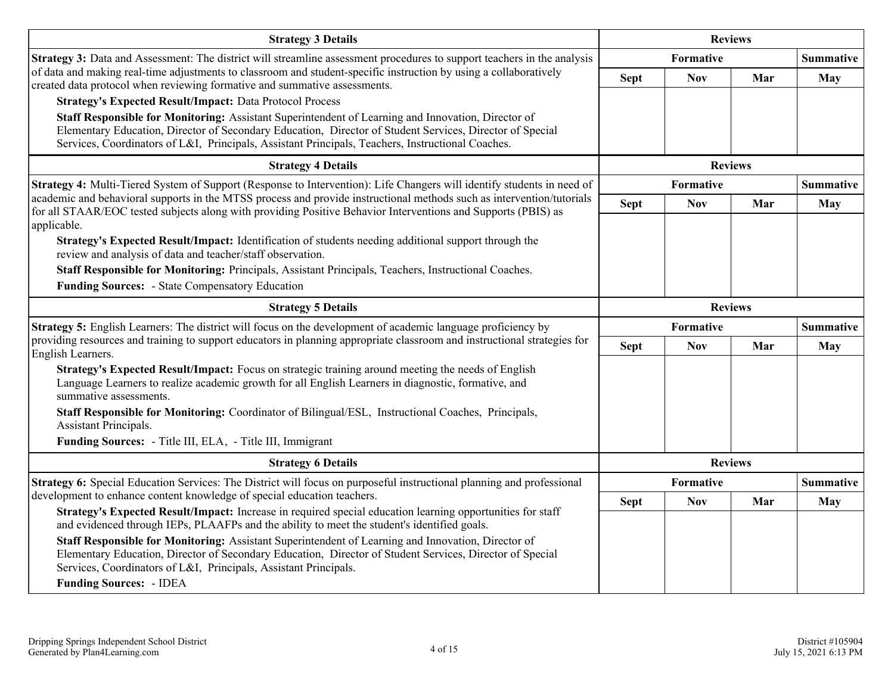| Strategy 3 Details | Reviews | | | |
|---|---|---|---|---|
| | Formative | | | Summative |
| **Strategy 3:** Data and Assessment: The district will streamline assessment procedures to support teachers in the analysis of data and making real-time adjustments to classroom and student-specific instruction by using a collaboratively created data protocol when reviewing formative and summative assessments. | Sept | Nov | Mar | May |
| **Strategy's Expected Result/Impact:** Data Protocol Process<br>**Staff Responsible for Monitoring:** Assistant Superintendent of Learning and Innovation, Director of Elementary Education, Director of Secondary Education, Director of Student Services, Director of Special Services, Coordinators of L&I, Principals, Assistant Principals, Teachers, Instructional Coaches. | | | | |

| Strategy 4 Details | Reviews | | | |
|---|---|---|---|---|
| | Formative | | | Summative |
| **Strategy 4:** Multi-Tiered System of Support (Response to Intervention): Life Changers will identify students in need of academic and behavioral supports in the MTSS process and provide instructional methods such as intervention/tutorials for all STAAR/EOC tested subjects along with providing Positive Behavior Interventions and Supports (PBIS) as applicable. | Sept | Nov | Mar | May |
| **Strategy's Expected Result/Impact:** Identification of students needing additional support through the review and analysis of data and teacher/staff observation.<br>**Staff Responsible for Monitoring:** Principals, Assistant Principals, Teachers, Instructional Coaches.<br>**Funding Sources:** - State Compensatory Education | | | | |

| Strategy 5 Details | Reviews | | | |
|---|---|---|---|---|
| | Formative | | | Summative |
| **Strategy 5:** English Learners: The district will focus on the development of academic language proficiency by providing resources and training to support educators in planning appropriate classroom and instructional strategies for English Learners. | Sept | Nov | Mar | May |
| **Strategy's Expected Result/Impact:** Focus on strategic training around meeting the needs of English Language Learners to realize academic growth for all English Learners in diagnostic, formative, and summative assessments.<br>**Staff Responsible for Monitoring:** Coordinator of Bilingual/ESL, Instructional Coaches, Principals, Assistant Principals.<br>**Funding Sources:** - Title III, ELA, - Title III, Immigrant | | | | |

| Strategy 6 Details | Reviews | | | |
|---|---|---|---|---|
| | Formative | | | Summative |
| **Strategy 6:** Special Education Services: The District will focus on purposeful instructional planning and professional development to enhance content knowledge of special education teachers. | Sept | Nov | Mar | May |
| **Strategy's Expected Result/Impact:** Increase in required special education learning opportunities for staff and evidenced through IEPs, PLAAFPs and the ability to meet the student's identified goals.<br>**Staff Responsible for Monitoring:** Assistant Superintendent of Learning and Innovation, Director of Elementary Education, Director of Secondary Education, Director of Student Services, Director of Special Services, Coordinators of L&I, Principals, Assistant Principals.<br>**Funding Sources:** - IDEA | | | | |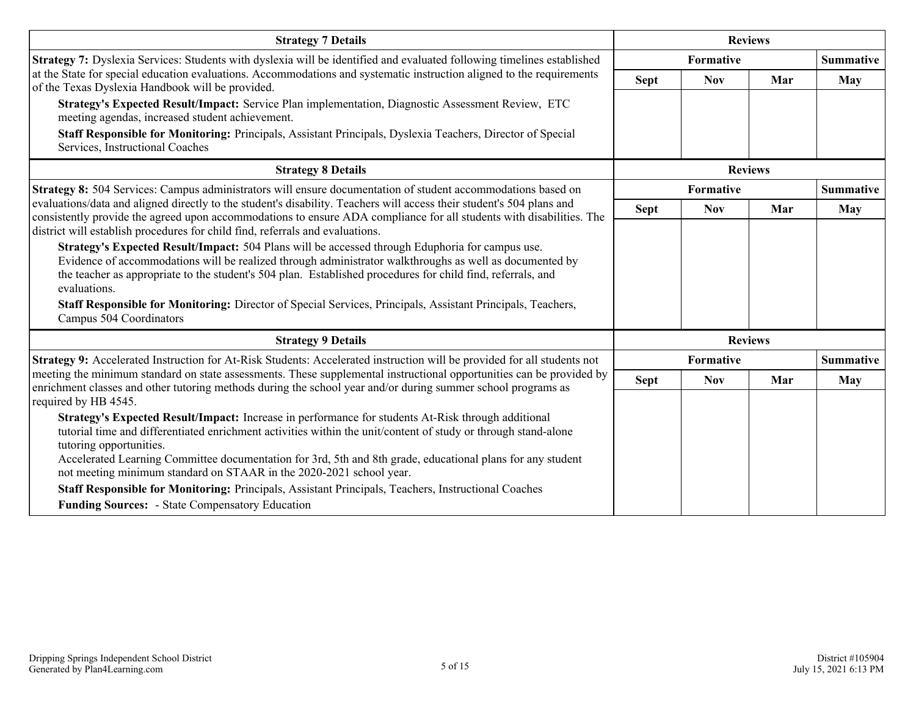| Strategy 7 Details | Reviews | | | |
|---|---|---|---|---|
| | Formative | | | Summative |
| **Strategy 7:** Dyslexia Services: Students with dyslexia will be identified and evaluated following timelines established at the State for special education evaluations. Accommodations and systematic instruction aligned to the requirements of the Texas Dyslexia Handbook will be provided.<br>**Strategy's Expected Result/Impact:** Service Plan implementation, Diagnostic Assessment Review, ETC meeting agendas, increased student achievement.<br>**Staff Responsible for Monitoring:** Principals, Assistant Principals, Dyslexia Teachers, Director of Special Services, Instructional Coaches | Sept | Nov | Mar | May |
| | | | | |

| Strategy 8 Details | Reviews | | | |
|---|---|---|---|---|
| | Formative | | | Summative |
| **Strategy 8:** 504 Services: Campus administrators will ensure documentation of student accommodations based on evaluations/data and aligned directly to the student's disability. Teachers will access their student's 504 plans and consistently provide the agreed upon accommodations to ensure ADA compliance for all students with disabilities. The district will establish procedures for child find, referrals and evaluations.<br>**Strategy's Expected Result/Impact:** 504 Plans will be accessed through Eduphoria for campus use. Evidence of accommodations will be realized through administrator walkthroughs as well as documented by the teacher as appropriate to the student's 504 plan. Established procedures for child find, referrals, and evaluations.<br>**Staff Responsible for Monitoring:** Director of Special Services, Principals, Assistant Principals, Teachers, Campus 504 Coordinators | Sept | Nov | Mar | May |
| | | | | |

| Strategy 9 Details | Reviews | | | |
|---|---|---|---|---|
| | Formative | | | Summative |
| **Strategy 9:** Accelerated Instruction for At-Risk Students: Accelerated instruction will be provided for all students not meeting the minimum standard on state assessments. These supplemental instructional opportunities can be provided by enrichment classes and other tutoring methods during the school year and/or during summer school programs as required by HB 4545.<br>**Strategy's Expected Result/Impact:** Increase in performance for students At-Risk through additional tutorial time and differentiated enrichment activities within the unit/content of study or through stand-alone tutoring opportunities.<br>Accelerated Learning Committee documentation for 3rd, 5th and 8th grade, educational plans for any student not meeting minimum standard on STAAR in the 2020-2021 school year.<br>**Staff Responsible for Monitoring:** Principals, Assistant Principals, Teachers, Instructional Coaches<br>**Funding Sources:** - State Compensatory Education | Sept | Nov | Mar | May |
| | | | | |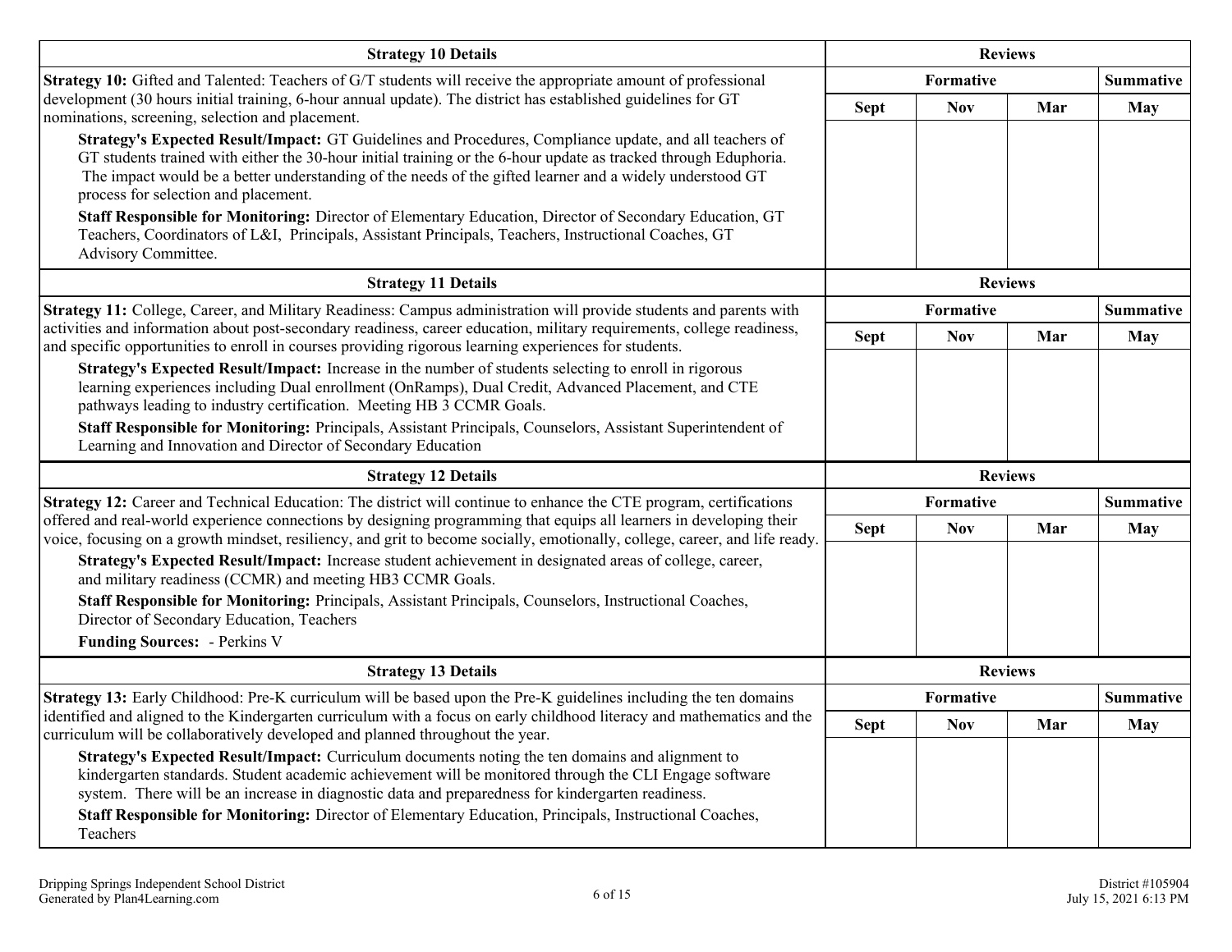| Strategy 10 Details | Reviews | | | |
|---|---|---|---|---|
| | Formative | | | Summative |
| **Strategy 10:** Gifted and Talented: Teachers of G/T students will receive the appropriate amount of professional development (30 hours initial training, 6-hour annual update). The district has established guidelines for GT nominations, screening, selection and placement.<br>**Strategy's Expected Result/Impact:** GT Guidelines and Procedures, Compliance update, and all teachers of GT students trained with either the 30-hour initial training or the 6-hour update as tracked through Eduphoria. The impact would be a better understanding of the needs of the gifted learner and a widely understood GT process for selection and placement.<br>**Staff Responsible for Monitoring:** Director of Elementary Education, Director of Secondary Education, GT Teachers, Coordinators of L&I, Principals, Assistant Principals, Teachers, Instructional Coaches, GT Advisory Committee. | Sept | Nov | Mar | May |
| | | | | |

| Strategy 11 Details | Reviews | | | |
|---|---|---|---|---|
| | Formative | | | Summative |
| **Strategy 11:** College, Career, and Military Readiness: Campus administration will provide students and parents with activities and information about post-secondary readiness, career education, military requirements, college readiness, and specific opportunities to enroll in courses providing rigorous learning experiences for students.<br>**Strategy's Expected Result/Impact:** Increase in the number of students selecting to enroll in rigorous learning experiences including Dual enrollment (OnRamps), Dual Credit, Advanced Placement, and CTE pathways leading to industry certification. Meeting HB 3 CCMR Goals.<br>**Staff Responsible for Monitoring:** Principals, Assistant Principals, Counselors, Assistant Superintendent of Learning and Innovation and Director of Secondary Education | Sept | Nov | Mar | May |
| | | | | |

| Strategy 12 Details | Reviews | | | |
|---|---|---|---|---|
| | Formative | | | Summative |
| **Strategy 12:** Career and Technical Education: The district will continue to enhance the CTE program, certifications offered and real-world experience connections by designing programming that equips all learners in developing their voice, focusing on a growth mindset, resiliency, and grit to become socially, emotionally, college, career, and life ready.<br>**Strategy's Expected Result/Impact:** Increase student achievement in designated areas of college, career, and military readiness (CCMR) and meeting HB3 CCMR Goals.<br>**Staff Responsible for Monitoring:** Principals, Assistant Principals, Counselors, Instructional Coaches, Director of Secondary Education, Teachers<br>**Funding Sources:** - Perkins V | Sept | Nov | Mar | May |
| | | | | |

| Strategy 13 Details | Reviews | | | |
|---|---|---|---|---|
| | Formative | | | Summative |
| **Strategy 13:** Early Childhood: Pre-K curriculum will be based upon the Pre-K guidelines including the ten domains identified and aligned to the Kindergarten curriculum with a focus on early childhood literacy and mathematics and the curriculum will be collaboratively developed and planned throughout the year.<br>**Strategy's Expected Result/Impact:** Curriculum documents noting the ten domains and alignment to kindergarten standards. Student academic achievement will be monitored through the CLI Engage software system. There will be an increase in diagnostic data and preparedness for kindergarten readiness.<br>**Staff Responsible for Monitoring:** Director of Elementary Education, Principals, Instructional Coaches, Teachers | Sept | Nov | Mar | May |
| | | | | |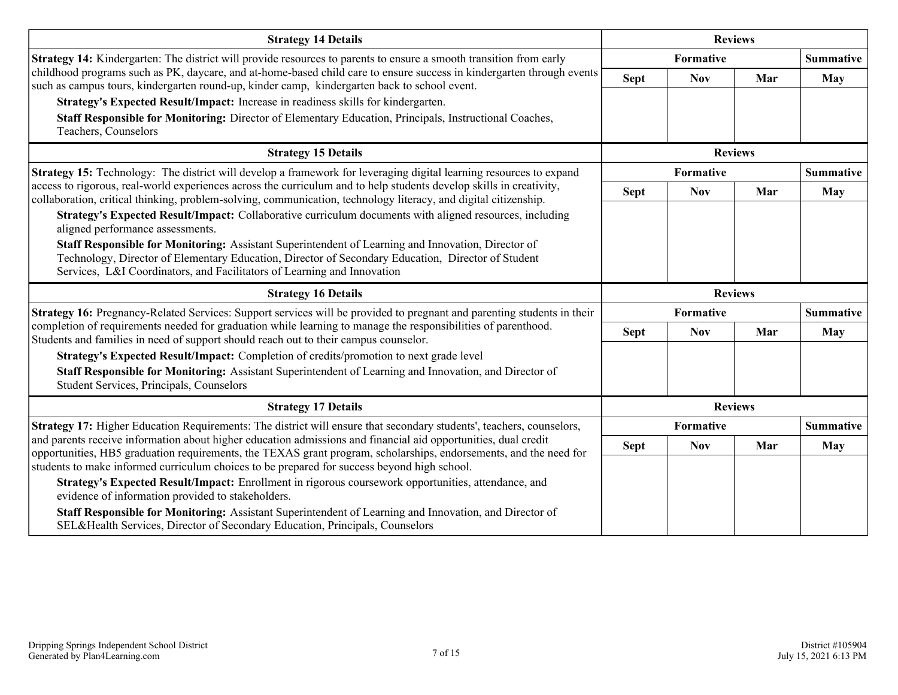| Strategy 14 Details | Reviews | | | |
|---|---|---|---|---|
| **Strategy 14:** Kindergarten: The district will provide resources to parents to ensure a smooth transition from early childhood programs such as PK, daycare, and at-home-based child care to ensure success in kindergarten through events such as campus tours, kindergarten round-up, kinder camp, kindergarten back to school event.<br>**Strategy's Expected Result/Impact:** Increase in readiness skills for kindergarten.<br>**Staff Responsible for Monitoring:** Director of Elementary Education, Principals, Instructional Coaches, Teachers, Counselors | Formative | | | Summative |
| | Sept | Nov | Mar | May |
| | | | | |

| Strategy 15 Details | Reviews | | | |
|---|---|---|---|---|
| **Strategy 15:** Technology: The district will develop a framework for leveraging digital learning resources to expand access to rigorous, real-world experiences across the curriculum and to help students develop skills in creativity, collaboration, critical thinking, problem-solving, communication, technology literacy, and digital citizenship.<br>**Strategy's Expected Result/Impact:** Collaborative curriculum documents with aligned resources, including aligned performance assessments.<br>**Staff Responsible for Monitoring:** Assistant Superintendent of Learning and Innovation, Director of Technology, Director of Elementary Education, Director of Secondary Education, Director of Student Services, L&I Coordinators, and Facilitators of Learning and Innovation | Formative | | | Summative |
| | Sept | Nov | Mar | May |
| | | | | |

| Strategy 16 Details | Reviews | | | |
|---|---|---|---|---|
| **Strategy 16:** Pregnancy-Related Services: Support services will be provided to pregnant and parenting students in their completion of requirements needed for graduation while learning to manage the responsibilities of parenthood. Students and families in need of support should reach out to their campus counselor.<br>**Strategy's Expected Result/Impact:** Completion of credits/promotion to next grade level<br>**Staff Responsible for Monitoring:** Assistant Superintendent of Learning and Innovation, and Director of Student Services, Principals, Counselors | Formative | | | Summative |
| | Sept | Nov | Mar | May |
| | | | | |

| Strategy 17 Details | Reviews | | | |
|---|---|---|---|---|
| **Strategy 17:** Higher Education Requirements: The district will ensure that secondary students', teachers, counselors, and parents receive information about higher education admissions and financial aid opportunities, dual credit opportunities, HB5 graduation requirements, the TEXAS grant program, scholarships, endorsements, and the need for students to make informed curriculum choices to be prepared for success beyond high school.<br>**Strategy's Expected Result/Impact:** Enrollment in rigorous coursework opportunities, attendance, and evidence of information provided to stakeholders.<br>**Staff Responsible for Monitoring:** Assistant Superintendent of Learning and Innovation, and Director of SEL&Health Services, Director of Secondary Education, Principals, Counselors | Formative | | | Summative |
| | Sept | Nov | Mar | May |
| | | | | |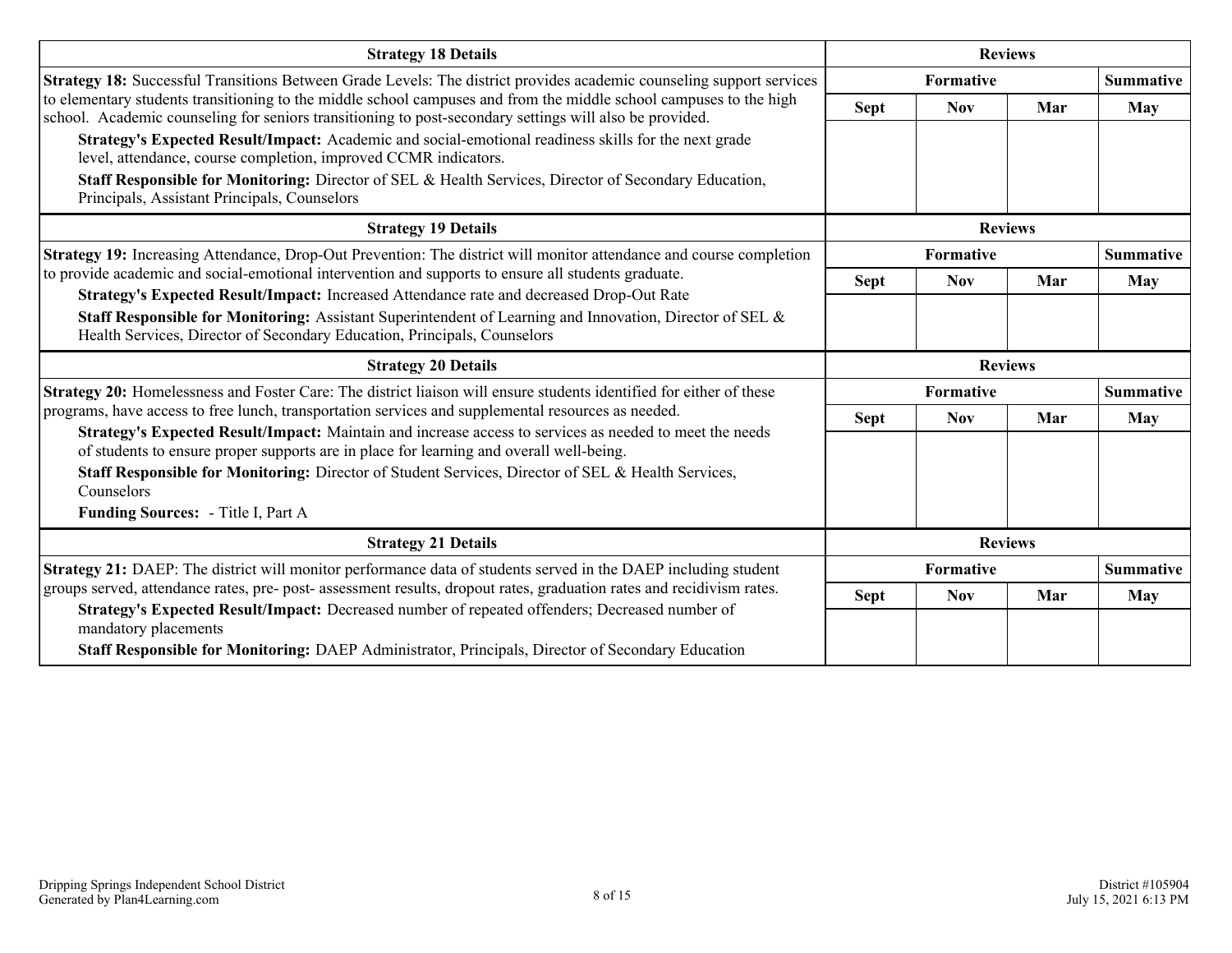| Strategy 18 Details | Reviews | | | |
|---|---|---|---|---|
| **Strategy 18:** Successful Transitions Between Grade Levels: The district provides academic counseling support services to elementary students transitioning to the middle school campuses and from the middle school campuses to the high school. Academic counseling for seniors transitioning to post-secondary settings will also be provided. | **Formative** | | | **Summative** |
| **Strategy's Expected Result/Impact:** Academic and social-emotional readiness skills for the next grade level, attendance, course completion, improved CCMR indicators.<br>**Staff Responsible for Monitoring:** Director of SEL & Health Services, Director of Secondary Education, Principals, Assistant Principals, Counselors | **Sept** | **Nov** | **Mar** | **May** |
| | | | | |

| Strategy 19 Details | Reviews | | | |
|---|---|---|---|---|
| **Strategy 19:** Increasing Attendance, Drop-Out Prevention: The district will monitor attendance and course completion to provide academic and social-emotional intervention and supports to ensure all students graduate. | **Formative** | | | **Summative** |
| **Strategy's Expected Result/Impact:** Increased Attendance rate and decreased Drop-Out Rate<br>**Staff Responsible for Monitoring:** Assistant Superintendent of Learning and Innovation, Director of SEL & Health Services, Director of Secondary Education, Principals, Counselors | **Sept** | **Nov** | **Mar** | **May** |
| | | | | |

| Strategy 20 Details | Reviews | | | |
|---|---|---|---|---|
| **Strategy 20:** Homelessness and Foster Care: The district liaison will ensure students identified for either of these programs, have access to free lunch, transportation services and supplemental resources as needed. | **Formative** | | | **Summative** |
| **Strategy's Expected Result/Impact:** Maintain and increase access to services as needed to meet the needs of students to ensure proper supports are in place for learning and overall well-being.<br>**Staff Responsible for Monitoring:** Director of Student Services, Director of SEL & Health Services, Counselors<br>**Funding Sources:** - Title I, Part A | **Sept** | **Nov** | **Mar** | **May** |
| | | | | |

| Strategy 21 Details | Reviews | | | |
|---|---|---|---|---|
| **Strategy 21:** DAEP: The district will monitor performance data of students served in the DAEP including student groups served, attendance rates, pre- post- assessment results, dropout rates, graduation rates and recidivism rates. | **Formative** | | | **Summative** |
| **Strategy's Expected Result/Impact:** Decreased number of repeated offenders; Decreased number of mandatory placements<br>**Staff Responsible for Monitoring:** DAEP Administrator, Principals, Director of Secondary Education | **Sept** | **Nov** | **Mar** | **May** |
| | | | | |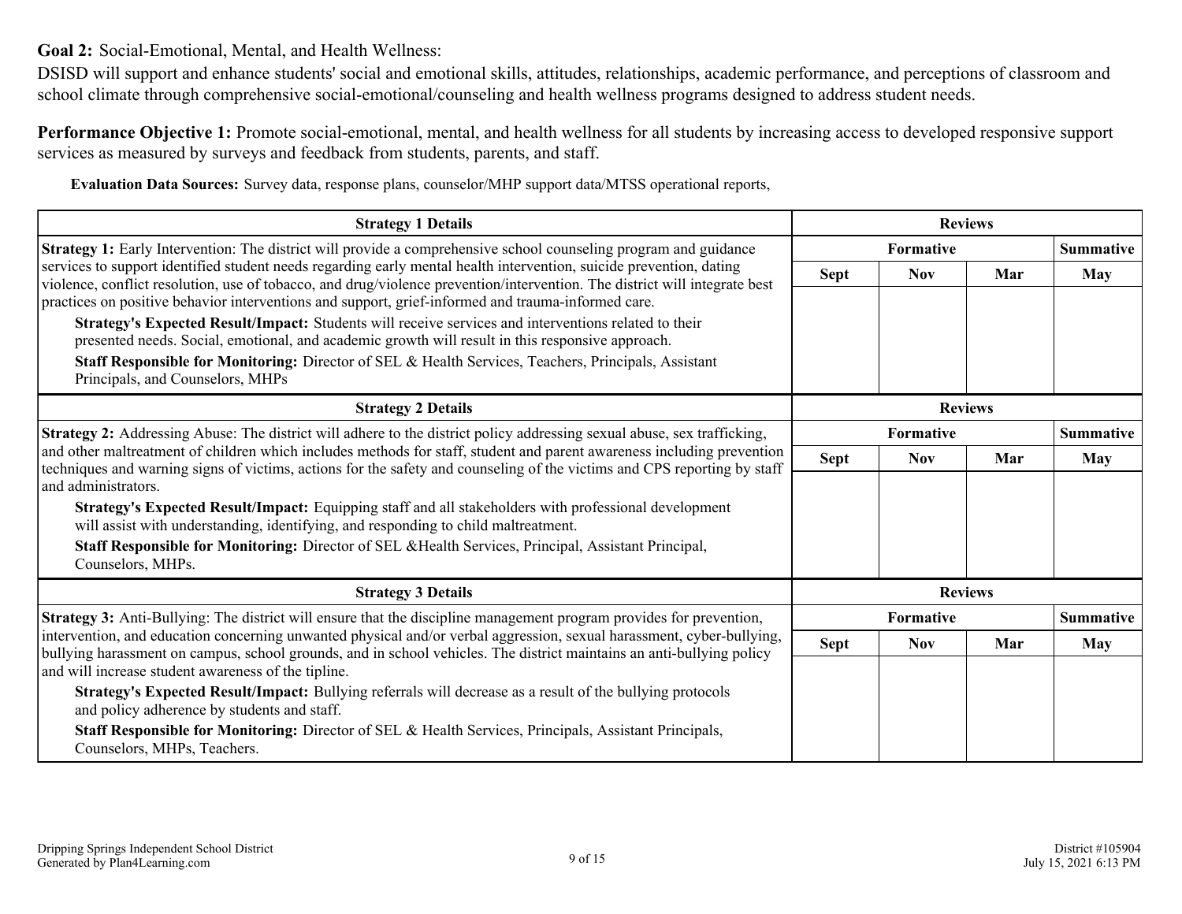**Goal 2:** Social-Emotional, Mental, and Health Wellness:

DSISD will support and enhance students' social and emotional skills, attitudes, relationships, academic performance, and perceptions of classroom and school climate through comprehensive social-emotional/counseling and health wellness programs designed to address student needs.

**Performance Objective 1:** Promote social-emotional, mental, and health wellness for all students by increasing access to developed responsive support services as measured by surveys and feedback from students, parents, and staff.

**Evaluation Data Sources:** Survey data, response plans, counselor/MHP support data/MTSS operational reports,

| Strategy 1 Details | Reviews | | | |
|---|---|---|---|---|
| | Formative | | | Summative |
| | Sept | Nov | Mar | May |
| **Strategy 1:** Early Intervention: The district will provide a comprehensive school counseling program and guidance services to support identified student needs regarding early mental health intervention, suicide prevention, dating violence, conflict resolution, use of tobacco, and drug/violence prevention/intervention. The district will integrate best practices on positive behavior interventions and support, grief-informed and trauma-informed care. **Strategy's Expected Result/Impact:** Students will receive services and interventions related to their presented needs. Social, emotional, and academic growth will result in this responsive approach. **Staff Responsible for Monitoring:** Director of SEL & Health Services, Teachers, Principals, Assistant Principals, and Counselors, MHPs | | | | |

| Strategy 2 Details | Reviews | | | |
|---|---|---|---|---|
| | Formative | | | Summative |
| | Sept | Nov | Mar | May |
| **Strategy 2:** Addressing Abuse: The district will adhere to the district policy addressing sexual abuse, sex trafficking, and other maltreatment of children which includes methods for staff, student and parent awareness including prevention techniques and warning signs of victims, actions for the safety and counseling of the victims and CPS reporting by staff and administrators. **Strategy's Expected Result/Impact:** Equipping staff and all stakeholders with professional development will assist with understanding, identifying, and responding to child maltreatment. **Staff Responsible for Monitoring:** Director of SEL &Health Services, Principal, Assistant Principal, Counselors, MHPs. | | | | |

| Strategy 3 Details | Reviews | | | |
|---|---|---|---|---|
| | Formative | | | Summative |
| | Sept | Nov | Mar | May |
| **Strategy 3:** Anti-Bullying: The district will ensure that the discipline management program provides for prevention, intervention, and education concerning unwanted physical and/or verbal aggression, sexual harassment, cyber-bullying, bullying harassment on campus, school grounds, and in school vehicles. The district maintains an anti-bullying policy and will increase student awareness of the tipline. **Strategy's Expected Result/Impact:** Bullying referrals will decrease as a result of the bullying protocols and policy adherence by students and staff. **Staff Responsible for Monitoring:** Director of SEL & Health Services, Principals, Assistant Principals, Counselors, MHPs, Teachers. | | | | |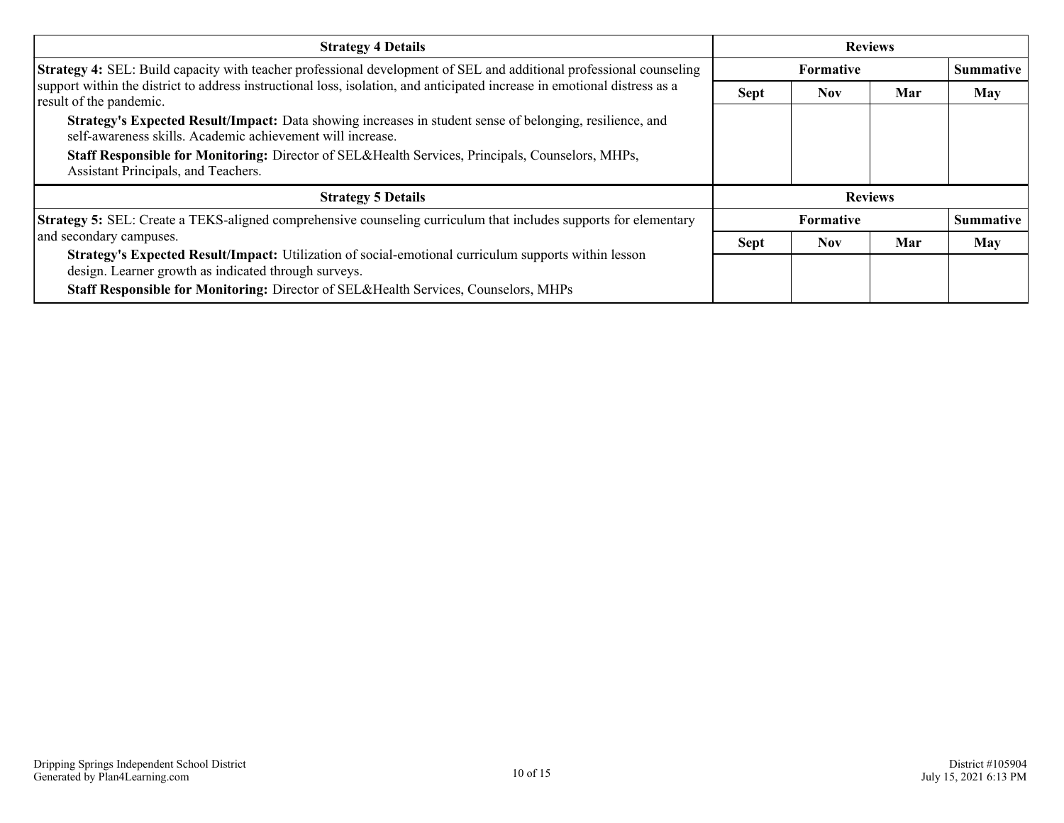| Strategy 4 Details | Reviews | | | |
|---|---|---|---|---|
| | Formative | | | Summative |
| **Strategy 4:** SEL: Build capacity with teacher professional development of SEL and additional professional counseling support within the district to address instructional loss, isolation, and anticipated increase in emotional distress as a result of the pandemic.<br>**Strategy's Expected Result/Impact:** Data showing increases in student sense of belonging, resilience, and self-awareness skills. Academic achievement will increase.<br>**Staff Responsible for Monitoring:** Director of SEL&Health Services, Principals, Counselors, MHPs, Assistant Principals, and Teachers. | Sept | Nov | Mar | May |
| | | | | |

| Strategy 5 Details | Reviews | | | |
|---|---|---|---|---|
| | Formative | | | Summative |
| **Strategy 5:** SEL: Create a TEKS-aligned comprehensive counseling curriculum that includes supports for elementary and secondary campuses.<br>**Strategy's Expected Result/Impact:** Utilization of social-emotional curriculum supports within lesson design. Learner growth as indicated through surveys.<br>**Staff Responsible for Monitoring:** Director of SEL&Health Services, Counselors, MHPs | Sept | Nov | Mar | May |
| | | | | |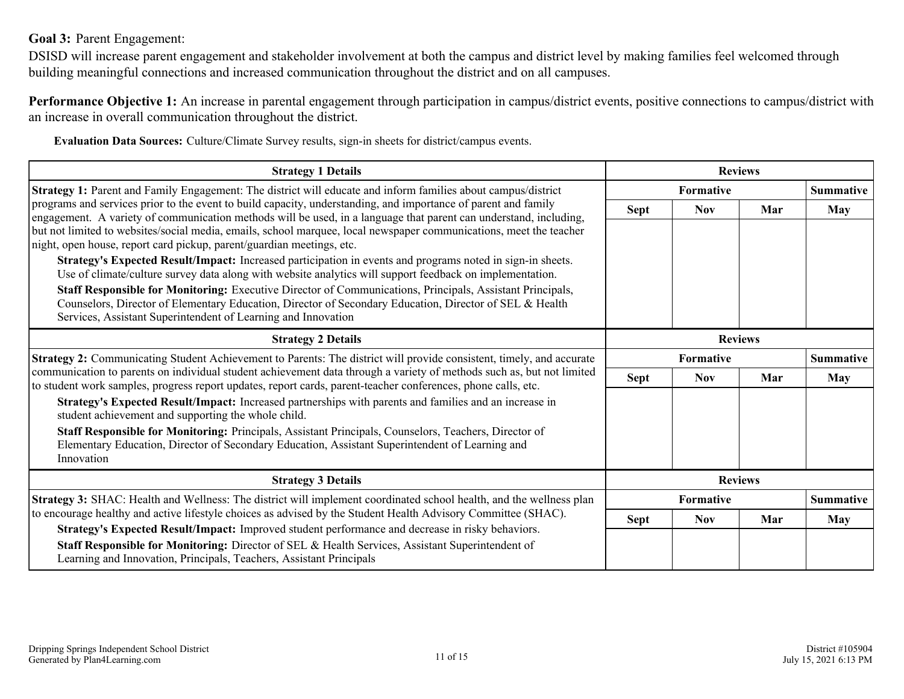**Goal 3:** Parent Engagement:

DSISD will increase parent engagement and stakeholder involvement at both the campus and district level by making families feel welcomed through building meaningful connections and increased communication throughout the district and on all campuses.

**Performance Objective 1:** An increase in parental engagement through participation in campus/district events, positive connections to campus/district with an increase in overall communication throughout the district.

**Evaluation Data Sources:** Culture/Climate Survey results, sign-in sheets for district/campus events.

| Strategy 1 Details | Reviews | | | |
|---|---|---|---|---|
| | Formative | | | Summative |
| | Sept | Nov | Mar | May |
| **Strategy 1:** Parent and Family Engagement: The district will educate and inform families about campus/district programs and services prior to the event to build capacity, understanding, and importance of parent and family engagement. A variety of communication methods will be used, in a language that parent can understand, including, but not limited to websites/social media, emails, school marquee, local newspaper communications, meet the teacher night, open house, report card pickup, parent/guardian meetings, etc.<br>**Strategy's Expected Result/Impact:** Increased participation in events and programs noted in sign-in sheets. Use of climate/culture survey data along with website analytics will support feedback on implementation.<br>**Staff Responsible for Monitoring:** Executive Director of Communications, Principals, Assistant Principals, Counselors, Director of Elementary Education, Director of Secondary Education, Director of SEL & Health Services, Assistant Superintendent of Learning and Innovation | | | | |

| Strategy 2 Details | Reviews | | | |
|---|---|---|---|---|
| | Formative | | | Summative |
| | Sept | Nov | Mar | May |
| **Strategy 2:** Communicating Student Achievement to Parents: The district will provide consistent, timely, and accurate communication to parents on individual student achievement data through a variety of methods such as, but not limited to student work samples, progress report updates, report cards, parent-teacher conferences, phone calls, etc.<br>**Strategy's Expected Result/Impact:** Increased partnerships with parents and families and an increase in student achievement and supporting the whole child.<br>**Staff Responsible for Monitoring:** Principals, Assistant Principals, Counselors, Teachers, Director of Elementary Education, Director of Secondary Education, Assistant Superintendent of Learning and Innovation | | | | |

| Strategy 3 Details | Reviews | | | |
|---|---|---|---|---|
| | Formative | | | Summative |
| | Sept | Nov | Mar | May |
| **Strategy 3:** SHAC: Health and Wellness: The district will implement coordinated school health, and the wellness plan to encourage healthy and active lifestyle choices as advised by the Student Health Advisory Committee (SHAC).<br>**Strategy's Expected Result/Impact:** Improved student performance and decrease in risky behaviors.<br>**Staff Responsible for Monitoring:** Director of SEL & Health Services, Assistant Superintendent of Learning and Innovation, Principals, Teachers, Assistant Principals | | | | |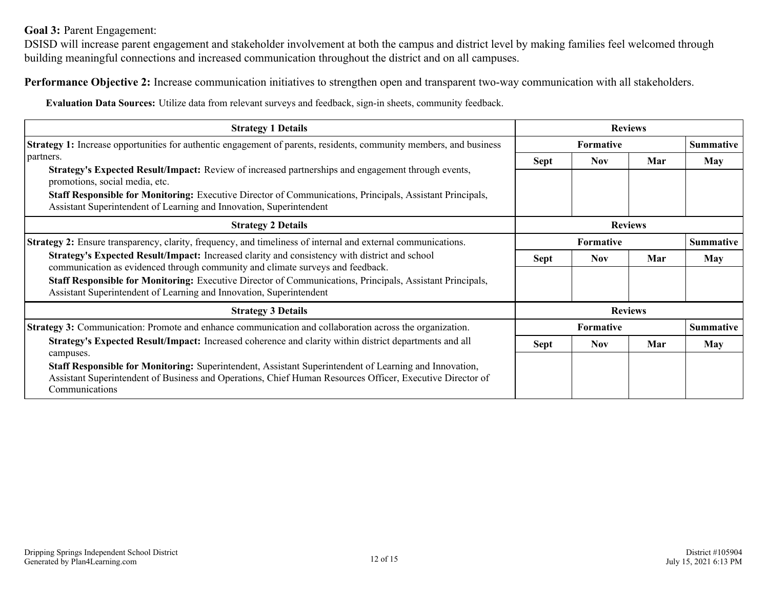**Goal 3:** Parent Engagement:
DSISD will increase parent engagement and stakeholder involvement at both the campus and district level by making families feel welcomed through building meaningful connections and increased communication throughout the district and on all campuses.

**Performance Objective 2:** Increase communication initiatives to strengthen open and transparent two-way communication with all stakeholders.

**Evaluation Data Sources:** Utilize data from relevant surveys and feedback, sign-in sheets, community feedback.

| Strategy 1 Details | Reviews | | | |
|---|---|---|---|---|
| **Strategy 1:** Increase opportunities for authentic engagement of parents, residents, community members, and business partners.<br>**Strategy's Expected Result/Impact:** Review of increased partnerships and engagement through events, promotions, social media, etc.<br>**Staff Responsible for Monitoring:** Executive Director of Communications, Principals, Assistant Principals, Assistant Superintendent of Learning and Innovation, Superintendent | Formative | | | Summative |
| | Sept | Nov | Mar | May |
| | | | | |

| Strategy 2 Details | Reviews | | | |
|---|---|---|---|---|
| **Strategy 2:** Ensure transparency, clarity, frequency, and timeliness of internal and external communications.<br>**Strategy's Expected Result/Impact:** Increased clarity and consistency with district and school communication as evidenced through community and climate surveys and feedback.<br>**Staff Responsible for Monitoring:** Executive Director of Communications, Principals, Assistant Principals, Assistant Superintendent of Learning and Innovation, Superintendent | Formative | | | Summative |
| | Sept | Nov | Mar | May |
| | | | | |

| Strategy 3 Details | Reviews | | | |
|---|---|---|---|---|
| **Strategy 3:** Communication: Promote and enhance communication and collaboration across the organization.<br>**Strategy's Expected Result/Impact:** Increased coherence and clarity within district departments and all campuses.<br>**Staff Responsible for Monitoring:** Superintendent, Assistant Superintendent of Learning and Innovation, Assistant Superintendent of Business and Operations, Chief Human Resources Officer, Executive Director of Communications | Formative | | | Summative |
| | Sept | Nov | Mar | May |
| | | | | |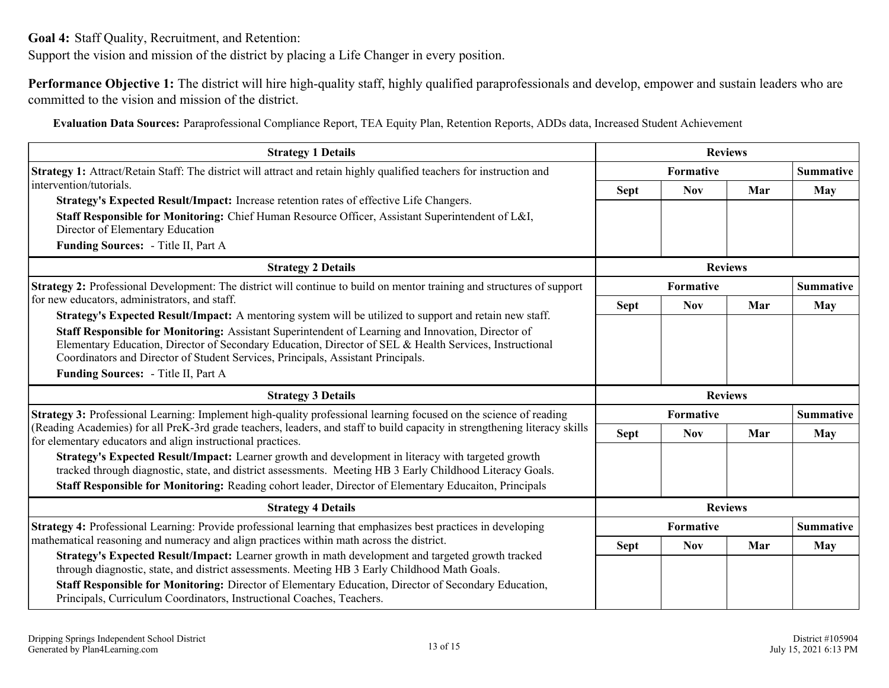**Goal 4:** Staff Quality, Recruitment, and Retention:
Support the vision and mission of the district by placing a Life Changer in every position.

**Performance Objective 1:** The district will hire high-quality staff, highly qualified paraprofessionals and develop, empower and sustain leaders who are committed to the vision and mission of the district.

**Evaluation Data Sources:** Paraprofessional Compliance Report, TEA Equity Plan, Retention Reports, ADDs data, Increased Student Achievement

| Strategy 1 Details | Reviews | | | |
|---|---|---|---|---|
| | Formative | | | Summative |
| | Sept | Nov | Mar | May |
| **Strategy 1:** Attract/Retain Staff: The district will attract and retain highly qualified teachers for instruction and intervention/tutorials.<br>**Strategy's Expected Result/Impact:** Increase retention rates of effective Life Changers.<br>**Staff Responsible for Monitoring:** Chief Human Resource Officer, Assistant Superintendent of L&I, Director of Elementary Education<br>**Funding Sources:** - Title II, Part A | | | | |

| Strategy 2 Details | Reviews | | | |
|---|---|---|---|---|
| | Formative | | | Summative |
| | Sept | Nov | Mar | May |
| **Strategy 2:** Professional Development: The district will continue to build on mentor training and structures of support for new educators, administrators, and staff.<br>**Strategy's Expected Result/Impact:** A mentoring system will be utilized to support and retain new staff.<br>**Staff Responsible for Monitoring:** Assistant Superintendent of Learning and Innovation, Director of Elementary Education, Director of Secondary Education, Director of SEL & Health Services, Instructional Coordinators and Director of Student Services, Principals, Assistant Principals.<br>**Funding Sources:** - Title II, Part A | | | | |

| Strategy 3 Details | Reviews | | | |
|---|---|---|---|---|
| | Formative | | | Summative |
| | Sept | Nov | Mar | May |
| **Strategy 3:** Professional Learning: Implement high-quality professional learning focused on the science of reading (Reading Academies) for all PreK-3rd grade teachers, leaders, and staff to build capacity in strengthening literacy skills for elementary educators and align instructional practices.<br>**Strategy's Expected Result/Impact:** Learner growth and development in literacy with targeted growth tracked through diagnostic, state, and district assessments. Meeting HB 3 Early Childhood Literacy Goals.<br>**Staff Responsible for Monitoring:** Reading cohort leader, Director of Elementary Educaiton, Principals | | | | |

| Strategy 4 Details | Reviews | | | |
|---|---|---|---|---|
| | Formative | | | Summative |
| | Sept | Nov | Mar | May |
| **Strategy 4:** Professional Learning: Provide professional learning that emphasizes best practices in developing mathematical reasoning and numeracy and align practices within math across the district.<br>**Strategy's Expected Result/Impact:** Learner growth in math development and targeted growth tracked through diagnostic, state, and district assessments. Meeting HB 3 Early Childhood Math Goals.<br>**Staff Responsible for Monitoring:** Director of Elementary Education, Director of Secondary Education, Principals, Curriculum Coordinators, Instructional Coaches, Teachers. | | | | |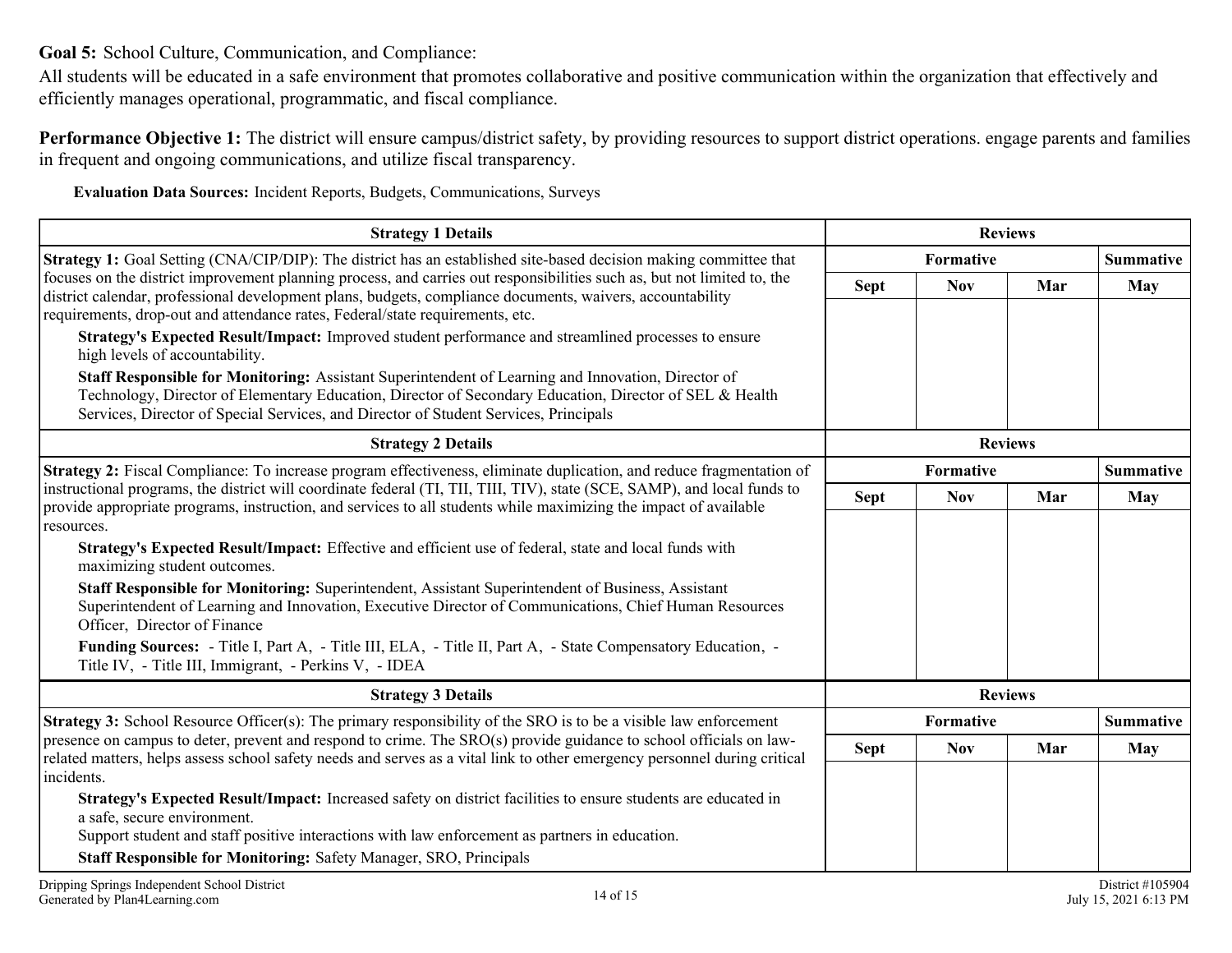**Goal 5:** School Culture, Communication, and Compliance:

All students will be educated in a safe environment that promotes collaborative and positive communication within the organization that effectively and efficiently manages operational, programmatic, and fiscal compliance.

**Performance Objective 1:** The district will ensure campus/district safety, by providing resources to support district operations. engage parents and families in frequent and ongoing communications, and utilize fiscal transparency.

**Evaluation Data Sources:** Incident Reports, Budgets, Communications, Surveys

| Strategy 1 Details | Reviews | | | |
|---|---|---|---|---|
| | Formative | | | Summative |
| | Sept | Nov | Mar | May |
| **Strategy 1:** Goal Setting (CNA/CIP/DIP): The district has an established site-based decision making committee that focuses on the district improvement planning process, and carries out responsibilities such as, but not limited to, the district calendar, professional development plans, budgets, compliance documents, waivers, accountability requirements, drop-out and attendance rates, Federal/state requirements, etc.<br>**Strategy's Expected Result/Impact:** Improved student performance and streamlined processes to ensure high levels of accountability.<br>**Staff Responsible for Monitoring:** Assistant Superintendent of Learning and Innovation, Director of Technology, Director of Elementary Education, Director of Secondary Education, Director of SEL & Health Services, Director of Special Services, and Director of Student Services, Principals | | | | |

| Strategy 2 Details | Reviews | | | |
|---|---|---|---|---|
| | Formative | | | Summative |
| | Sept | Nov | Mar | May |
| **Strategy 2:** Fiscal Compliance: To increase program effectiveness, eliminate duplication, and reduce fragmentation of instructional programs, the district will coordinate federal (TI, TII, TIII, TIV), state (SCE, SAMP), and local funds to provide appropriate programs, instruction, and services to all students while maximizing the impact of available resources.<br>**Strategy's Expected Result/Impact:** Effective and efficient use of federal, state and local funds with maximizing student outcomes.<br>**Staff Responsible for Monitoring:** Superintendent, Assistant Superintendent of Business, Assistant Superintendent of Learning and Innovation, Executive Director of Communications, Chief Human Resources Officer, Director of Finance<br>**Funding Sources:** - Title I, Part A, - Title III, ELA, - Title II, Part A, - State Compensatory Education, - Title IV, - Title III, Immigrant, - Perkins V, - IDEA | | | | |

| Strategy 3 Details | Reviews | | | |
|---|---|---|---|---|
| | Formative | | | Summative |
| | Sept | Nov | Mar | May |
| **Strategy 3:** School Resource Officer(s): The primary responsibility of the SRO is to be a visible law enforcement presence on campus to deter, prevent and respond to crime. The SRO(s) provide guidance to school officials on law-related matters, helps assess school safety needs and serves as a vital link to other emergency personnel during critical incidents.<br>**Strategy's Expected Result/Impact:** Increased safety on district facilities to ensure students are educated in a safe, secure environment.<br>Support student and staff positive interactions with law enforcement as partners in education.<br>**Staff Responsible for Monitoring:** Safety Manager, SRO, Principals | | | | |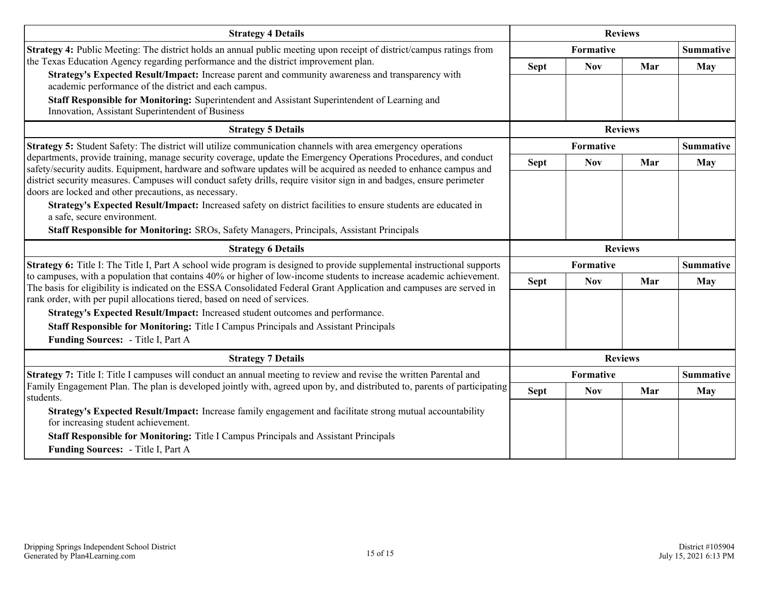| Strategy 4 Details | Reviews | | | |
|---|---|---|---|---|
| **Strategy 4:** Public Meeting: The district holds an annual public meeting upon receipt of district/campus ratings from the Texas Education Agency regarding performance and the district improvement plan. | Formative | | | Summative |
| **Strategy's Expected Result/Impact:** Increase parent and community awareness and transparency with academic performance of the district and each campus. **Staff Responsible for Monitoring:** Superintendent and Assistant Superintendent of Learning and Innovation, Assistant Superintendent of Business | Sept | Nov | Mar | May |
| | | | | |

| Strategy 5 Details | Reviews | | | |
|---|---|---|---|---|
| **Strategy 5:** Student Safety: The district will utilize communication channels with area emergency operations departments, provide training, manage security coverage, update the Emergency Operations Procedures, and conduct safety/security audits. Equipment, hardware and software updates will be acquired as needed to enhance campus and district security measures. Campuses will conduct safety drills, require visitor sign in and badges, ensure perimeter doors are locked and other precautions, as necessary. | Formative | | | Summative |
| **Strategy's Expected Result/Impact:** Increased safety on district facilities to ensure students are educated in a safe, secure environment. **Staff Responsible for Monitoring:** SROs, Safety Managers, Principals, Assistant Principals | Sept | Nov | Mar | May |
| | | | | |

| Strategy 6 Details | Reviews | | | |
|---|---|---|---|---|
| **Strategy 6:** Title I: The Title I, Part A school wide program is designed to provide supplemental instructional supports to campuses, with a population that contains 40% or higher of low-income students to increase academic achievement. The basis for eligibility is indicated on the ESSA Consolidated Federal Grant Application and campuses are served in rank order, with per pupil allocations tiered, based on need of services. | Formative | | | Summative |
| **Strategy's Expected Result/Impact:** Increased student outcomes and performance. **Staff Responsible for Monitoring:** Title I Campus Principals and Assistant Principals **Funding Sources:** - Title I, Part A | Sept | Nov | Mar | May |
| | | | | |

| Strategy 7 Details | Reviews | | | |
|---|---|---|---|---|
| **Strategy 7:** Title I: Title I campuses will conduct an annual meeting to review and revise the written Parental and Family Engagement Plan. The plan is developed jointly with, agreed upon by, and distributed to, parents of participating students. | Formative | | | Summative |
| **Strategy's Expected Result/Impact:** Increase family engagement and facilitate strong mutual accountability for increasing student achievement. **Staff Responsible for Monitoring:** Title I Campus Principals and Assistant Principals **Funding Sources:** - Title I, Part A | Sept | Nov | Mar | May |
| | | | | |